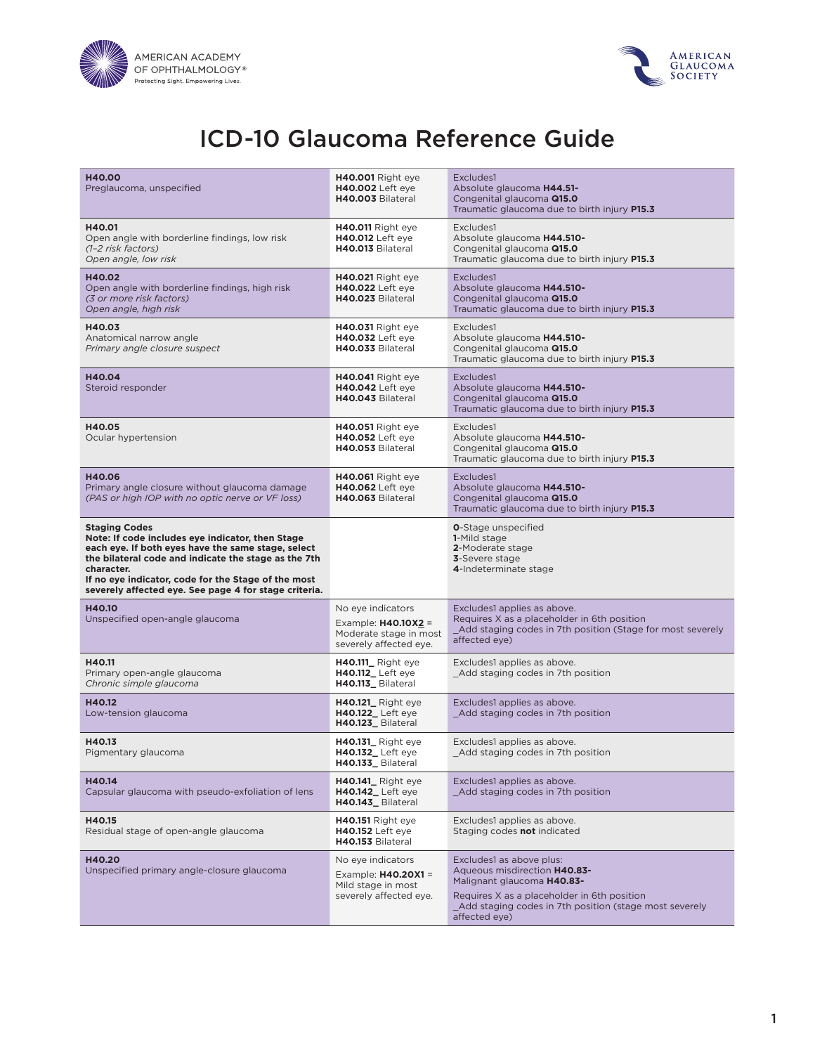# ICD-10 Glaucoma Reference Guide

| | | |
|---|---|---|
| **H40.00**<br>Preglaucoma, unspecified | **H40.001** Right eye<br>**H40.002** Left eye<br>**H40.003** Bilateral | Excludes1<br>Absolute glaucoma **H44.51-**<br>Congenital glaucoma **Q15.0**<br>Traumatic glaucoma due to birth injury **P15.3** |
| **H40.01**<br>Open angle with borderline findings, low risk<br>*(1–2 risk factors)*<br>*Open angle, low risk* | **H40.011** Right eye<br>**H40.012** Left eye<br>**H40.013** Bilateral | Excludes1<br>Absolute glaucoma **H44.510-**<br>Congenital glaucoma **Q15.0**<br>Traumatic glaucoma due to birth injury **P15.3** |
| **H40.02**<br>Open angle with borderline findings, high risk<br>*(3 or more risk factors)*<br>*Open angle, high risk* | **H40.021** Right eye<br>**H40.022** Left eye<br>**H40.023** Bilateral | Excludes1<br>Absolute glaucoma **H44.510-**<br>Congenital glaucoma **Q15.0**<br>Traumatic glaucoma due to birth injury **P15.3** |
| **H40.03**<br>Anatomical narrow angle<br>*Primary angle closure suspect* | **H40.031** Right eye<br>**H40.032** Left eye<br>**H40.033** Bilateral | Excludes1<br>Absolute glaucoma **H44.510-**<br>Congenital glaucoma **Q15.0**<br>Traumatic glaucoma due to birth injury **P15.3** |
| **H40.04**<br>Steroid responder | **H40.041** Right eye<br>**H40.042** Left eye<br>**H40.043** Bilateral | Excludes1<br>Absolute glaucoma **H44.510-**<br>Congenital glaucoma **Q15.0**<br>Traumatic glaucoma due to birth injury **P15.3** |
| **H40.05**<br>Ocular hypertension | **H40.051** Right eye<br>**H40.052** Left eye<br>**H40.053** Bilateral | Excludes1<br>Absolute glaucoma **H44.510-**<br>Congenital glaucoma **Q15.0**<br>Traumatic glaucoma due to birth injury **P15.3** |
| **H40.06**<br>Primary angle closure without glaucoma damage<br>*(PAS or high IOP with no optic nerve or VF loss)* | **H40.061** Right eye<br>**H40.062** Left eye<br>**H40.063** Bilateral | Excludes1<br>Absolute glaucoma **H44.510-**<br>Congenital glaucoma **Q15.0**<br>Traumatic glaucoma due to birth injury **P15.3** |
| **Staging Codes**<br>**Note: If code includes eye indicator, then Stage each eye. If both eyes have the same stage, select the bilateral code and indicate the stage as the 7th character.**<br>**If no eye indicator, code for the Stage of the most severely affected eye. See page 4 for stage criteria.** | | **0**-Stage unspecified<br>**1**-Mild stage<br>**2**-Moderate stage<br>**3**-Severe stage<br>**4**-Indeterminate stage |
| **H40.10**<br>Unspecified open-angle glaucoma | No eye indicators<br>Example: **H40.10X2** = Moderate stage in most severely affected eye. | Excludes1 applies as above.<br>Requires X as a placeholder in 6th position<br>_Add staging codes in 7th position (Stage for most severely affected eye) |
| **H40.11**<br>Primary open-angle glaucoma<br>*Chronic simple glaucoma* | **H40.111_** Right eye<br>**H40.112_** Left eye<br>**H40.113_** Bilateral | Excludes1 applies as above.<br>_Add staging codes in 7th position |
| **H40.12**<br>Low-tension glaucoma | **H40.121_** Right eye<br>**H40.122_** Left eye<br>**H40.123_** Bilateral | Excludes1 applies as above.<br>_Add staging codes in 7th position |
| **H40.13**<br>Pigmentary glaucoma | **H40.131_** Right eye<br>**H40.132_** Left eye<br>**H40.133_** Bilateral | Excludes1 applies as above.<br>_Add staging codes in 7th position |
| **H40.14**<br>Capsular glaucoma with pseudo-exfoliation of lens | **H40.141_** Right eye<br>**H40.142_** Left eye<br>**H40.143_** Bilateral | Excludes1 applies as above.<br>_Add staging codes in 7th position |
| **H40.15**<br>Residual stage of open-angle glaucoma | **H40.151** Right eye<br>**H40.152** Left eye<br>**H40.153** Bilateral | Excludes1 applies as above.<br>Staging codes **not** indicated |
| **H40.20**<br>Unspecified primary angle-closure glaucoma | No eye indicators<br>Example: **H40.20X1** = Mild stage in most severely affected eye. | Excludes1 as above plus:<br>Aqueous misdirection **H40.83-**<br>Malignant glaucoma **H40.83-**<br>Requires X as a placeholder in 6th position<br>_Add staging codes in 7th position (stage most severely affected eye) |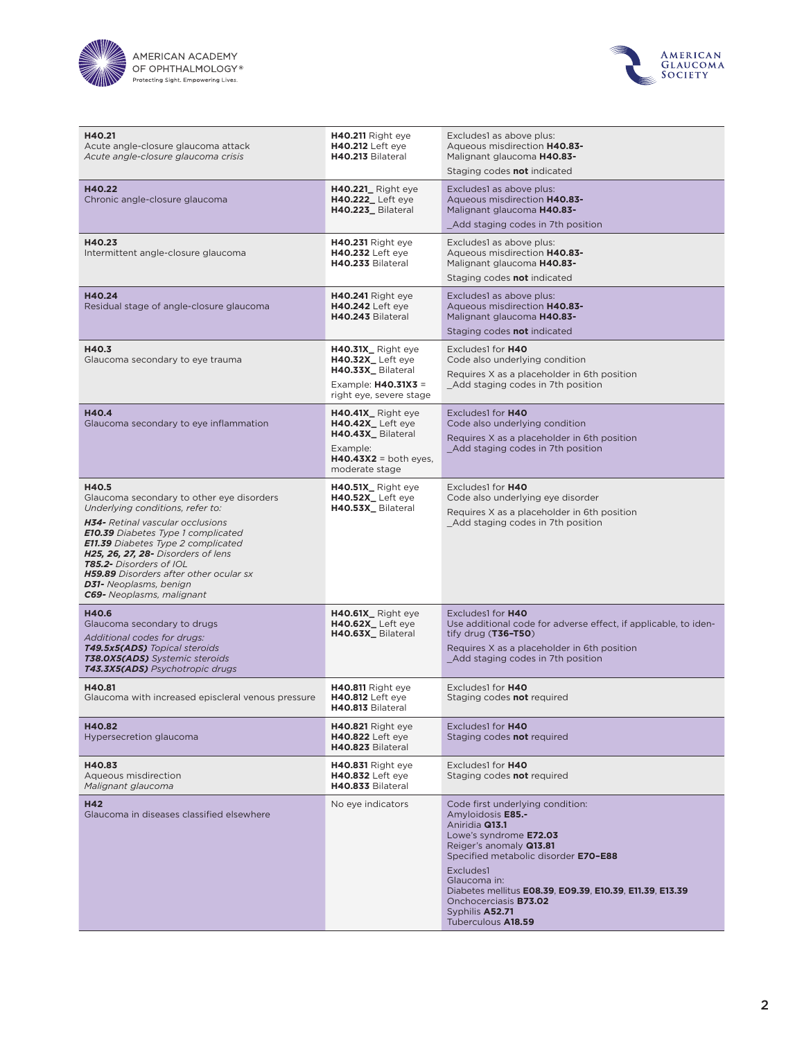| | | |
|---|---|---|
| **H40.21**<br>Acute angle-closure glaucoma attack<br>*Acute angle-closure glaucoma crisis* | **H40.211** Right eye<br>**H40.212** Left eye<br>**H40.213** Bilateral | Excludes1 as above plus:<br>Aqueous misdirection **H40.83-**<br>Malignant glaucoma **H40.83-**<br>Staging codes **not** indicated |
| **H40.22**<br>Chronic angle-closure glaucoma | **H40.221_** Right eye<br>**H40.222_** Left eye<br>**H40.223_** Bilateral | Excludes1 as above plus:<br>Aqueous misdirection **H40.83-**<br>Malignant glaucoma **H40.83-**<br>_Add staging codes in 7th position |
| **H40.23**<br>Intermittent angle-closure glaucoma | **H40.231** Right eye<br>**H40.232** Left eye<br>**H40.233** Bilateral | Excludes1 as above plus:<br>Aqueous misdirection **H40.83-**<br>Malignant glaucoma **H40.83-**<br>Staging codes **not** indicated |
| **H40.24**<br>Residual stage of angle-closure glaucoma | **H40.241** Right eye<br>**H40.242** Left eye<br>**H40.243** Bilateral | Excludes1 as above plus:<br>Aqueous misdirection **H40.83-**<br>Malignant glaucoma **H40.83-**<br>Staging codes **not** indicated |
| **H40.3**<br>Glaucoma secondary to eye trauma | **H40.31X_** Right eye<br>**H40.32X_** Left eye<br>**H40.33X_** Bilateral<br>Example: **H40.31X3** = right eye, severe stage | Excludes1 for **H40**<br>Code also underlying condition<br>Requires X as a placeholder in 6th position<br>_Add staging codes in 7th position |
| **H40.4**<br>Glaucoma secondary to eye inflammation | **H40.41X_** Right eye<br>**H40.42X_** Left eye<br>**H40.43X_** Bilateral<br>Example:<br>**H40.43X2** = both eyes, moderate stage | Excludes1 for **H40**<br>Code also underlying condition<br>Requires X as a placeholder in 6th position<br>_Add staging codes in 7th position |
| **H40.5**<br>Glaucoma secondary to other eye disorders<br>*Underlying conditions, refer to:*<br>***H34-*** *Retinal vascular occlusions*<br>***E10.39*** *Diabetes Type 1 complicated*<br>***E11.39*** *Diabetes Type 2 complicated*<br>***H25, 26, 27, 28-*** *Disorders of lens*<br>***T85.2-*** *Disorders of IOL*<br>***H59.89*** *Disorders after other ocular sx*<br>***D31-*** *Neoplasms, benign*<br>***C69-*** *Neoplasms, malignant* | **H40.51X_** Right eye<br>**H40.52X_** Left eye<br>**H40.53X_** Bilateral | Excludes1 for **H40**<br>Code also underlying eye disorder<br>Requires X as a placeholder in 6th position<br>_Add staging codes in 7th position |
| **H40.6**<br>Glaucoma secondary to drugs<br>*Additional codes for drugs:*<br>***T49.5x5(ADS)*** *Topical steroids*<br>***T38.0X5(ADS)*** *Systemic steroids*<br>***T43.3X5(ADS)*** *Psychotropic drugs* | **H40.61X_** Right eye<br>**H40.62X_** Left eye<br>**H40.63X_** Bilateral | Excludes1 for **H40**<br>Use additional code for adverse effect, if applicable, to identify drug (**T36–T50**)<br>Requires X as a placeholder in 6th position<br>_Add staging codes in 7th position |
| **H40.81**<br>Glaucoma with increased episcleral venous pressure | **H40.811** Right eye<br>**H40.812** Left eye<br>**H40.813** Bilateral | Excludes1 for **H40**<br>Staging codes **not** required |
| **H40.82**<br>Hypersecretion glaucoma | **H40.821** Right eye<br>**H40.822** Left eye<br>**H40.823** Bilateral | Excludes1 for **H40**<br>Staging codes **not** required |
| **H40.83**<br>Aqueous misdirection<br>*Malignant glaucoma* | **H40.831** Right eye<br>**H40.832** Left eye<br>**H40.833** Bilateral | Excludes1 for **H40**<br>Staging codes **not** required |
| **H42**<br>Glaucoma in diseases classified elsewhere | No eye indicators | Code first underlying condition:<br>Amyloidosis **E85.-**<br>Aniridia **Q13.1**<br>Lowe's syndrome **E72.03**<br>Reiger's anomaly **Q13.81**<br>Specified metabolic disorder **E70–E88**<br>Excludes1<br>Glaucoma in:<br>Diabetes mellitus **E08.39**, **E09.39**, **E10.39**, **E11.39**, **E13.39**<br>Onchocerciasis **B73.02**<br>Syphilis **A52.71**<br>Tuberculous **A18.59** |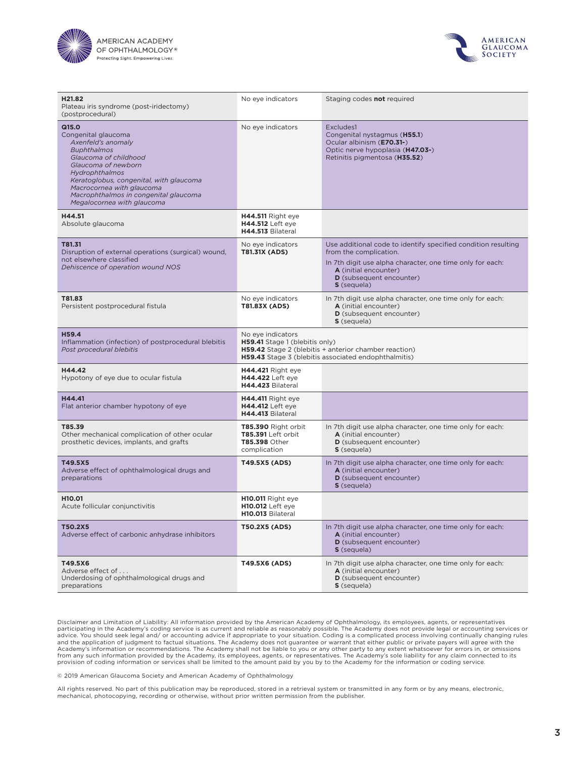| | | |
|---|---|---|
| **H21.82**<br>Plateau iris syndrome (post-iridectomy) (postprocedural) | No eye indicators | Staging codes **not** required |
| **Q15.0**<br>Congenital glaucoma<br>*Axenfeld's anomaly*<br>*Buphthalmos*<br>*Glaucoma of childhood*<br>*Glaucoma of newborn*<br>*Hydrophthalmos*<br>*Keratoglobus, congenital, with glaucoma*<br>*Macrocornea with glaucoma*<br>*Macrophthalmos in congenital glaucoma*<br>*Megalocornea with glaucoma* | No eye indicators | Excludes1<br>Congenital nystagmus (**H55.1**)<br>Ocular albinism (**E70.31-**)<br>Optic nerve hypoplasia (**H47.03-**)<br>Retinitis pigmentosa (**H35.52**) |
| **H44.51**<br>Absolute glaucoma | **H44.511** Right eye<br>**H44.512** Left eye<br>**H44.513** Bilateral | |
| **T81.31**<br>Disruption of external operations (surgical) wound, not elsewhere classified<br>*Dehiscence of operation wound NOS* | No eye indicators<br>**T81.31X (ADS)** | Use additional code to identify specified condition resulting from the complication.<br>In 7th digit use alpha character, one time only for each:<br>**A** (initial encounter)<br>**D** (subsequent encounter)<br>**S** (sequela) |
| **T81.83**<br>Persistent postprocedural fistula | No eye indicators<br>**T81.83X (ADS)** | In 7th digit use alpha character, one time only for each:<br>**A** (initial encounter)<br>**D** (subsequent encounter)<br>**S** (sequela) |
| **H59.4**<br>Inflammation (infection) of postprocedural blebitis<br>*Post procedural blebitis* | No eye indicators<br>**H59.41** Stage 1 (blebitis only)<br>**H59.42** Stage 2 (blebitis + anterior chamber reaction)<br>**H59.43** Stage 3 (blebitis associated endophthalmitis) | |
| **H44.42**<br>Hypotony of eye due to ocular fistula | **H44.421** Right eye<br>**H44.422** Left eye<br>**H44.423** Bilateral | |
| **H44.41**<br>Flat anterior chamber hypotony of eye | **H44.411** Right eye<br>**H44.412** Left eye<br>**H44.413** Bilateral | |
| **T85.39**<br>Other mechanical complication of other ocular prosthetic devices, implants, and grafts | **T85.390** Right orbit<br>**T85.391** Left orbit<br>**T85.398** Other complication | In 7th digit use alpha character, one time only for each:<br>**A** (initial encounter)<br>**D** (subsequent encounter)<br>**S** (sequela) |
| **T49.5X5**<br>Adverse effect of ophthalmological drugs and preparations | **T49.5X5 (ADS)** | In 7th digit use alpha character, one time only for each:<br>**A** (initial encounter)<br>**D** (subsequent encounter)<br>**S** (sequela) |
| **H10.01**<br>Acute follicular conjunctivitis | **H10.011** Right eye<br>**H10.012** Left eye<br>**H10.013** Bilateral | |
| **T50.2X5**<br>Adverse effect of carbonic anhydrase inhibitors | **T50.2X5 (ADS)** | In 7th digit use alpha character, one time only for each:<br>**A** (initial encounter)<br>**D** (subsequent encounter)<br>**S** (sequela) |
| **T49.5X6**<br>Adverse effect of . . .<br>Underdosing of ophthalmological drugs and preparations | **T49.5X6 (ADS)** | In 7th digit use alpha character, one time only for each:<br>**A** (initial encounter)<br>**D** (subsequent encounter)<br>**S** (sequela) |

Disclaimer and Limitation of Liability: All information provided by the American Academy of Ophthalmology, its employees, agents, or representatives participating in the Academy's coding service is as current and reliable as reasonably possible. The Academy does not provide legal or accounting services or advice. You should seek legal and/ or accounting advice if appropriate to your situation. Coding is a complicated process involving continually changing rules and the application of judgment to factual situations. The Academy does not guarantee or warrant that either public or private payers will agree with the Academy's information or recommendations. The Academy shall not be liable to you or any other party to any extent whatsoever for errors in, or omissions from any such information provided by the Academy, its employees, agents, or representatives. The Academy's sole liability for any claim connected to its provision of coding information or services shall be limited to the amount paid by you by to the Academy for the information or coding service.

© 2019 American Glaucoma Society and American Academy of Ophthalmology

All rights reserved. No part of this publication may be reproduced, stored in a retrieval system or transmitted in any form or by any means, electronic, mechanical, photocopying, recording or otherwise, without prior written permission from the publisher.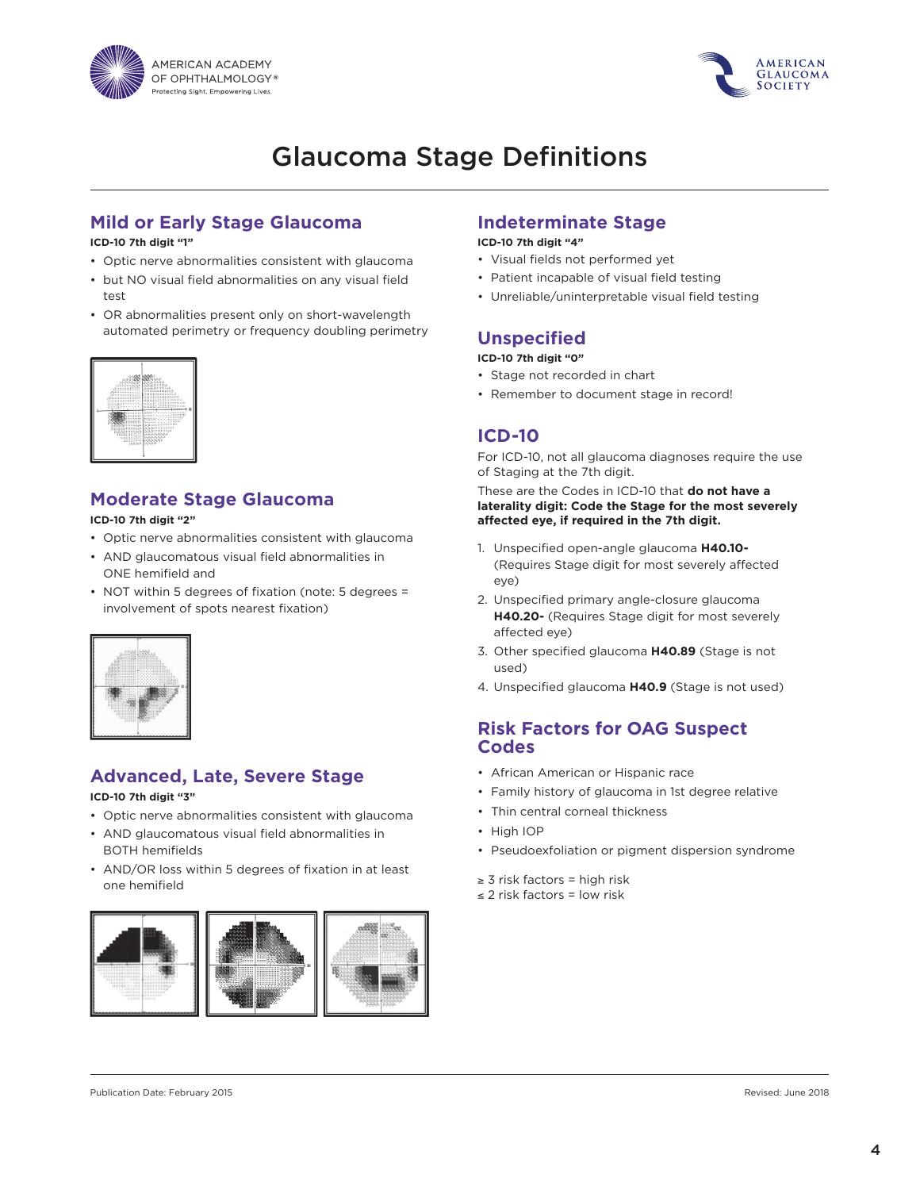# Glaucoma Stage Definitions

## Mild or Early Stage Glaucoma

**ICD-10 7th digit "1"**

- Optic nerve abnormalities consistent with glaucoma
- but NO visual field abnormalities on any visual field test
- OR abnormalities present only on short-wavelength automated perimetry or frequency doubling perimetry

## Moderate Stage Glaucoma

**ICD-10 7th digit "2"**

- Optic nerve abnormalities consistent with glaucoma
- AND glaucomatous visual field abnormalities in ONE hemifield and
- NOT within 5 degrees of fixation (note: 5 degrees = involvement of spots nearest fixation)

## Advanced, Late, Severe Stage

**ICD-10 7th digit "3"**

- Optic nerve abnormalities consistent with glaucoma
- AND glaucomatous visual field abnormalities in BOTH hemifields
- AND/OR loss within 5 degrees of fixation in at least one hemifield

## Indeterminate Stage

**ICD-10 7th digit "4"**

- Visual fields not performed yet
- Patient incapable of visual field testing
- Unreliable/uninterpretable visual field testing

## Unspecified

**ICD-10 7th digit "0"**

- Stage not recorded in chart
- Remember to document stage in record!

## ICD-10

For ICD-10, not all glaucoma diagnoses require the use of Staging at the 7th digit.

These are the Codes in ICD-10 that **do not have a laterality digit: Code the Stage for the most severely affected eye, if required in the 7th digit.**

1. Unspecified open-angle glaucoma **H40.10-** (Requires Stage digit for most severely affected eye)
2. Unspecified primary angle-closure glaucoma **H40.20-** (Requires Stage digit for most severely affected eye)
3. Other specified glaucoma **H40.89** (Stage is not used)
4. Unspecified glaucoma **H40.9** (Stage is not used)

## Risk Factors for OAG Suspect Codes

- African American or Hispanic race
- Family history of glaucoma in 1st degree relative
- Thin central corneal thickness
- High IOP
- Pseudoexfoliation or pigment dispersion syndrome

≥ 3 risk factors = high risk
≤ 2 risk factors = low risk

Publication Date: February 2015

Revised: June 2018